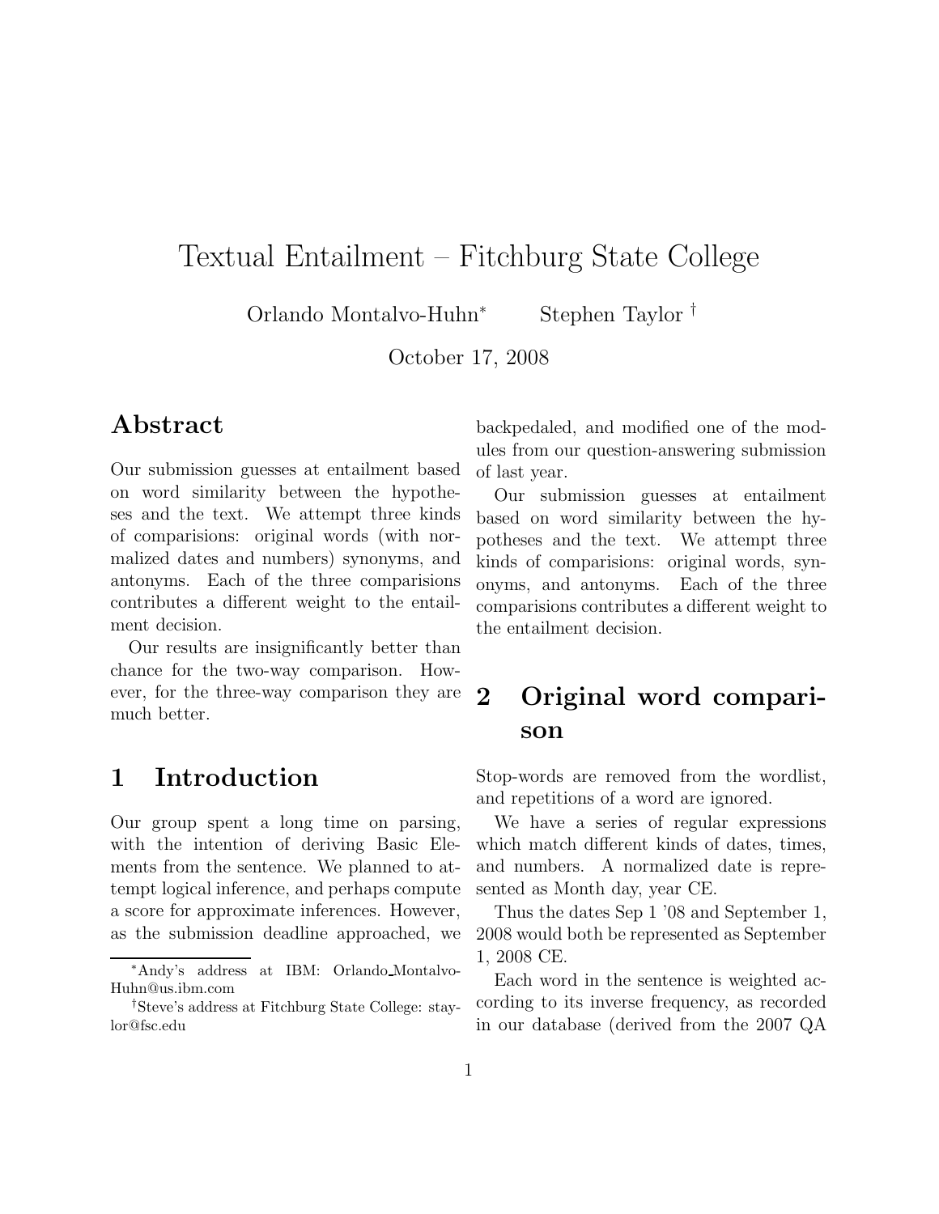# Textual Entailment – Fitchburg State College

Orlando Montalvo-Huhn[*] Stephen Taylor[†]

October 17, 2008

## Abstract

Our submission guesses at entailment based on word similarity between the hypotheses and the text. We attempt three kinds of comparisions: original words (with normalized dates and numbers) synonyms, and antonyms. Each of the three comparisions contributes a different weight to the entailment decision.

Our results are insignificantly better than chance for the two-way comparison. However, for the three-way comparison they are much better.

## 1 Introduction

Our group spent a long time on parsing, with the intention of deriving Basic Elements from the sentence. We planned to attempt logical inference, and perhaps compute a score for approximate inferences. However, as the submission deadline approached, we backpedaled, and modified one of the modules from our question-answering submission of last year.

Our submission guesses at entailment based on word similarity between the hypotheses and the text. We attempt three kinds of comparisions: original words, synonyms, and antonyms. Each of the three comparisions contributes a different weight to the entailment decision.

## 2 Original word comparison

Stop-words are removed from the wordlist, and repetitions of a word are ignored.

We have a series of regular expressions which match different kinds of dates, times, and numbers. A normalized date is represented as Month day, year CE.

Thus the dates Sep 1 '08 and September 1, 2008 would both be represented as September 1, 2008 CE.

Each word in the sentence is weighted according to its inverse frequency, as recorded in our database (derived from the 2007 QA

---

[*] Andy's address at IBM: Orlando_Montalvo-Huhn@us.ibm.com

[†] Steve's address at Fitchburg State College: staylor@fsc.edu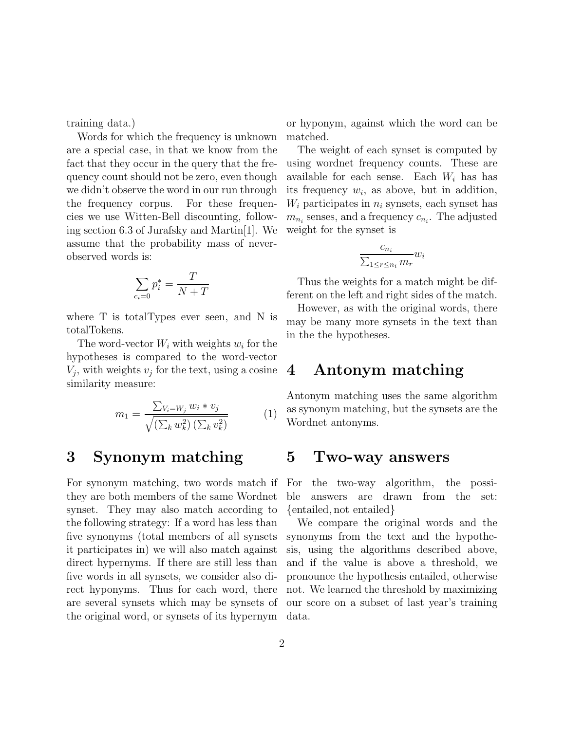training data.)

Words for which the frequency is unknown are a special case, in that we know from the fact that they occur in the query that the frequency count should not be zero, even though we didn't observe the word in our run through the frequency corpus. For these frequencies we use Witten-Bell discounting, following section 6.3 of Jurafsky and Martin[1]. We assume that the probability mass of never-observed words is:

$$\sum_{c_i=0} p_i^* = \frac{T}{N+T}$$

where T is totalTypes ever seen, and N is totalTokens.

The word-vector $W_i$ with weights $w_i$ for the hypotheses is compared to the word-vector $V_j$, with weights $v_j$ for the text, using a cosine similarity measure:

$$m_1 = \frac{\sum_{V_i=W_j} w_i * v_j}{\sqrt{\left(\sum_k w_k^2\right)\left(\sum_k v_k^2\right)}} \qquad (1)$$

# 3 Synonym matching

For synonym matching, two words match if they are both members of the same Wordnet synset. They may also match according to the following strategy: If a word has less than five synonyms (total members of all synsets it participates in) we will also match against direct hypernyms. If there are still less than five words in all synsets, we consider also direct hyponyms. Thus for each word, there are several synsets which may be synsets of the original word, or synsets of its hypernym or hyponym, against which the word can be matched.

The weight of each synset is computed by using wordnet frequency counts. These are available for each sense. Each $W_i$ has has its frequency $w_i$, as above, but in addition, $W_i$ participates in $n_i$ synsets, each synset has $m_{n_i}$ senses, and a frequency $c_{n_i}$. The adjusted weight for the synset is

$$\frac{c_{n_i}}{\sum_{1 \le r \le n_i} m_r} w_i$$

Thus the weights for a match might be different on the left and right sides of the match.

However, as with the original words, there may be many more synsets in the text than in the the hypotheses.

# 4 Antonym matching

Antonym matching uses the same algorithm as synonym matching, but the synsets are the Wordnet antonyms.

# 5 Two-way answers

For the two-way algorithm, the possible answers are drawn from the set: {entailed, not entailed}

We compare the original words and the synonyms from the text and the hypothesis, using the algorithms described above, and if the value is above a threshold, we pronounce the hypothesis entailed, otherwise not. We learned the threshold by maximizing our score on a subset of last year's training data.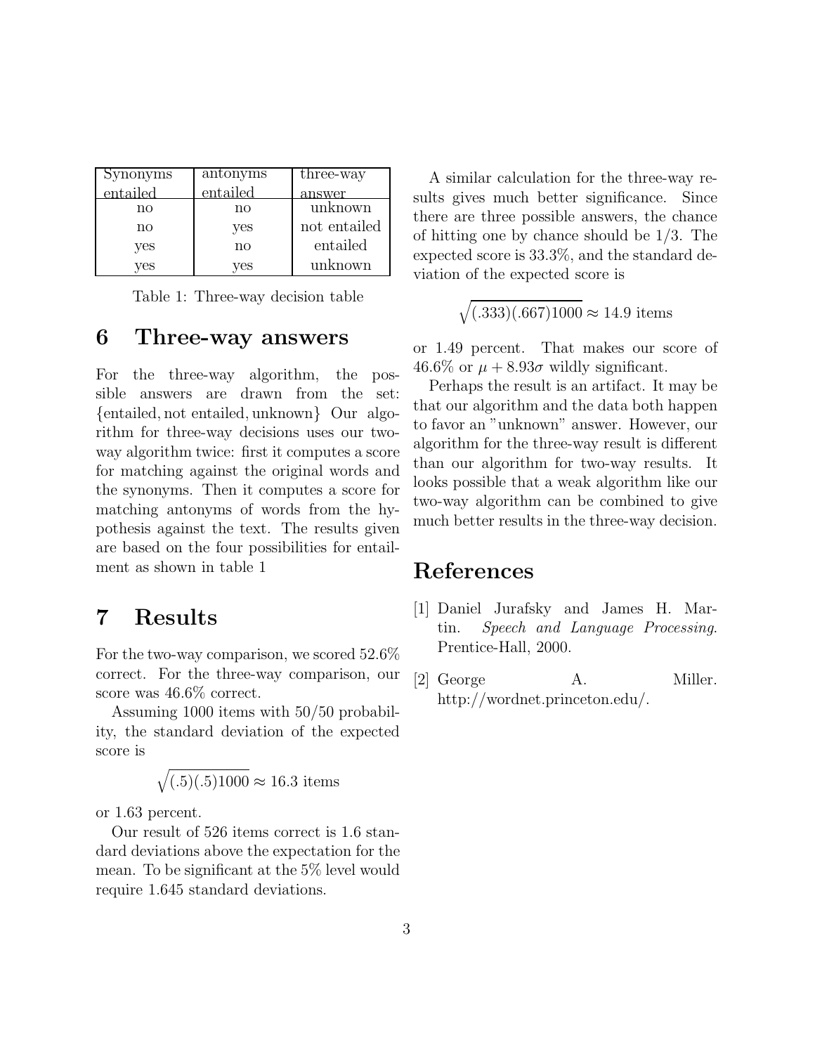| Synonyms entailed | antonyms entailed | three-way answer |
|---|---|---|
| no | no | unknown |
| no | yes | not entailed |
| yes | no | entailed |
| yes | yes | unknown |

Table 1: Three-way decision table

# 6 Three-way answers

For the three-way algorithm, the possible answers are drawn from the set: $\{\text{entailed}, \text{not entailed}, \text{unknown}\}$ Our algorithm for three-way decisions uses our two-way algorithm twice: first it computes a score for matching against the original words and the synonyms. Then it computes a score for matching antonyms of words from the hypothesis against the text. The results given are based on the four possibilities for entailment as shown in table 1

# 7 Results

For the two-way comparison, we scored 52.6% correct. For the three-way comparison, our score was 46.6% correct.

Assuming 1000 items with 50/50 probability, the standard deviation of the expected score is

$$\sqrt{(.5)(.5)1000} \approx 16.3 \text{ items}$$

or 1.63 percent.

Our result of 526 items correct is 1.6 standard deviations above the expectation for the mean. To be significant at the 5% level would require 1.645 standard deviations.

A similar calculation for the three-way results gives much better significance. Since there are three possible answers, the chance of hitting one by chance should be 1/3. The expected score is 33.3%, and the standard deviation of the expected score is

$$\sqrt{(.333)(.667)1000} \approx 14.9 \text{ items}$$

or 1.49 percent. That makes our score of 46.6% or $\mu + 8.93\sigma$ wildly significant.

Perhaps the result is an artifact. It may be that our algorithm and the data both happen to favor an "unknown" answer. However, our algorithm for the three-way result is different than our algorithm for two-way results. It looks possible that a weak algorithm like our two-way algorithm can be combined to give much better results in the three-way decision.

# References

[1] Daniel Jurafsky and James H. Martin. *Speech and Language Processing*. Prentice-Hall, 2000.

[2] George A. Miller. http://wordnet.princeton.edu/.